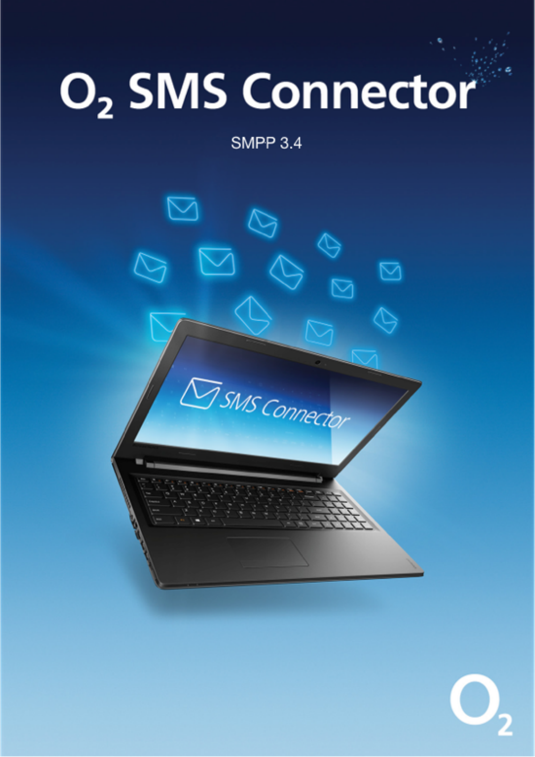# $O_2$ SMS Connector

SMPP 3.4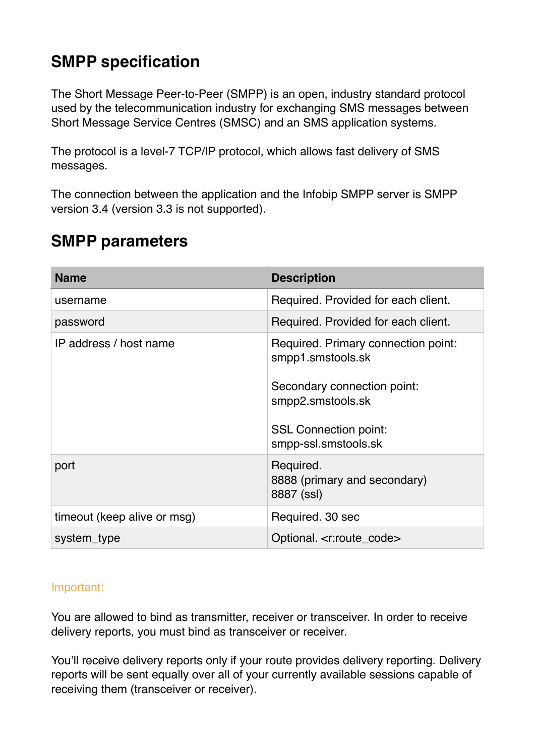## SMPP specification

The Short Message Peer-to-Peer (SMPP) is an open, industry standard protocol used by the telecommunication industry for exchanging SMS messages between Short Message Service Centres (SMSC) and an SMS application systems.

The protocol is a level-7 TCP/IP protocol, which allows fast delivery of SMS messages.

The connection between the application and the Infobip SMPP server is SMPP version 3.4 (version 3.3 is not supported).

## SMPP parameters

| Name | Description |
|---|---|
| username | Required. Provided for each client. |
| password | Required. Provided for each client. |
| IP address / host name | Required. Primary connection point: smpp1.smstools.sk<br><br>Secondary connection point: smpp2.smstools.sk<br><br>SSL Connection point: smpp-ssl.smstools.sk |
| port | Required.<br>8888 (primary and secondary)<br>8887 (ssl) |
| timeout (keep alive or msg) | Required. 30 sec |
| system_type | Optional. <r:route_code> |

Important:

You are allowed to bind as transmitter, receiver or transceiver. In order to receive delivery reports, you must bind as transceiver or receiver.

You'll receive delivery reports only if your route provides delivery reporting. Delivery reports will be sent equally over all of your currently available sessions capable of receiving them (transceiver or receiver).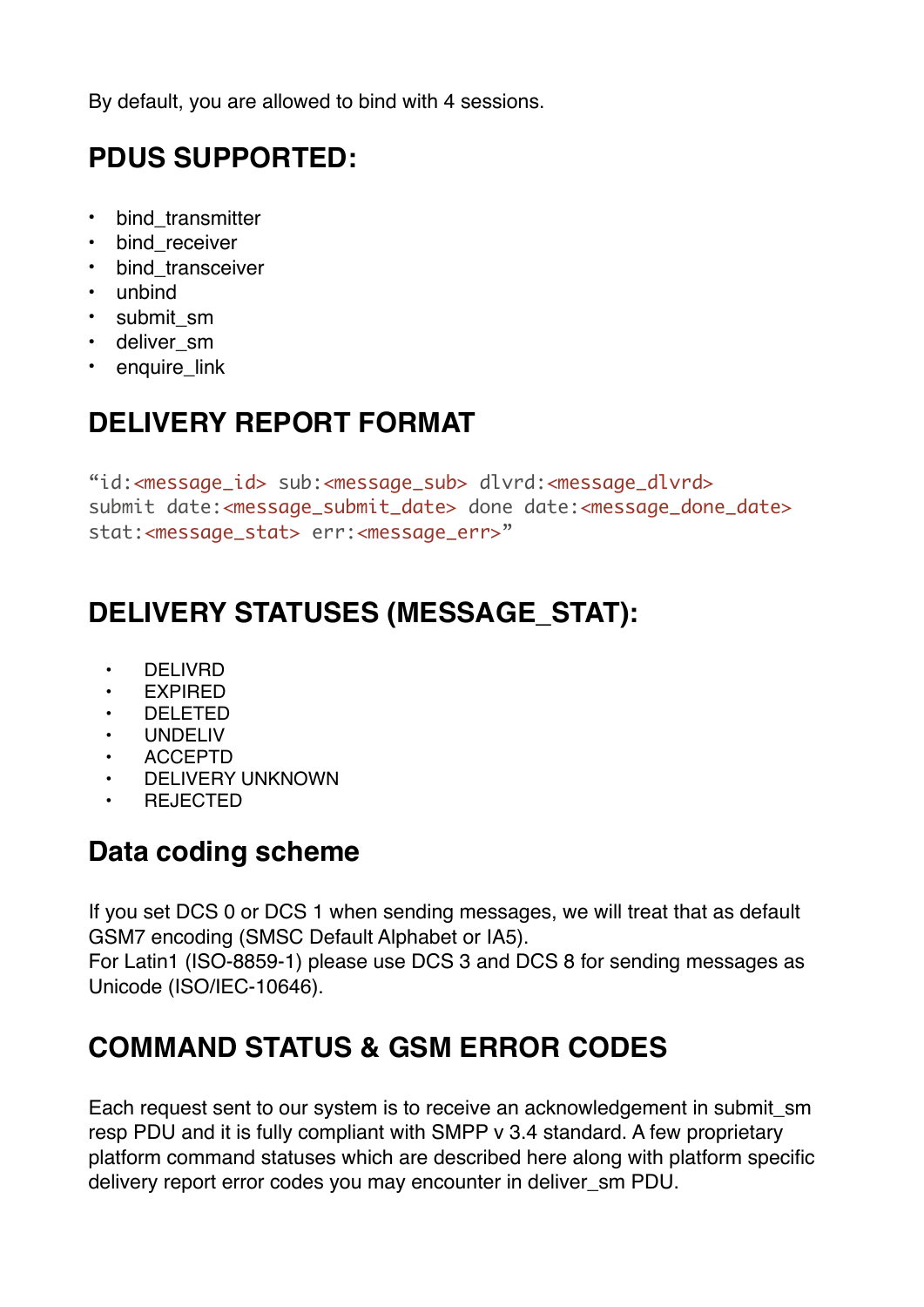By default, you are allowed to bind with 4 sessions.

## PDUS SUPPORTED:

- bind_transmitter
- bind_receiver
- bind_transceiver
- unbind
- submit_sm
- deliver_sm
- enquire_link

## DELIVERY REPORT FORMAT

```
"id:<message_id> sub:<message_sub> dlvrd:<message_dlvrd>
submit date:<message_submit_date> done date:<message_done_date>
stat:<message_stat> err:<message_err>"
```

## DELIVERY STATUSES (MESSAGE_STAT):

- DELIVRD
- EXPIRED
- DELETED
- UNDELIV
- ACCEPTD
- DELIVERY UNKNOWN
- REJECTED

## Data coding scheme

If you set DCS 0 or DCS 1 when sending messages, we will treat that as default GSM7 encoding (SMSC Default Alphabet or IA5).
For Latin1 (ISO-8859-1) please use DCS 3 and DCS 8 for sending messages as Unicode (ISO/IEC-10646).

## COMMAND STATUS & GSM ERROR CODES

Each request sent to our system is to receive an acknowledgement in submit_sm resp PDU and it is fully compliant with SMPP v 3.4 standard. A few proprietary platform command statuses which are described here along with platform specific delivery report error codes you may encounter in deliver_sm PDU.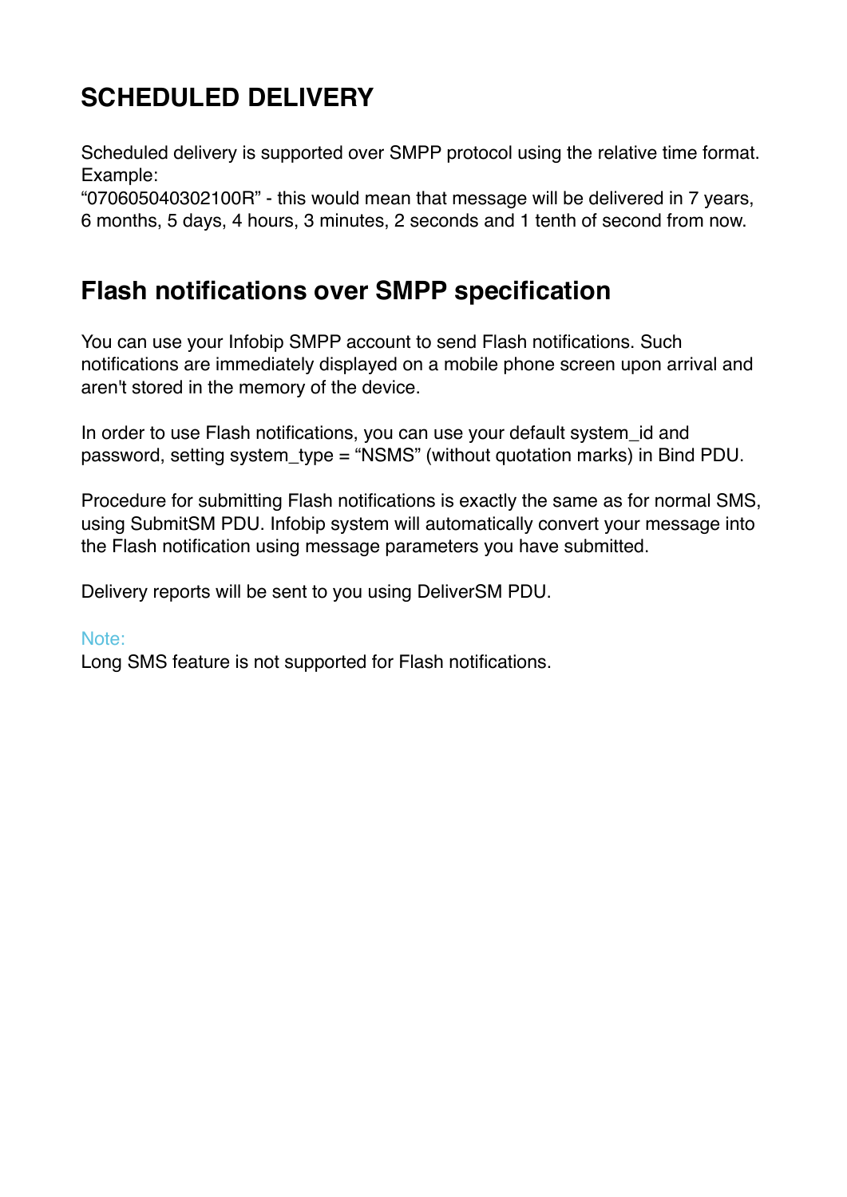## SCHEDULED DELIVERY

Scheduled delivery is supported over SMPP protocol using the relative time format.
Example:
“070605040302100R” - this would mean that message will be delivered in 7 years, 6 months, 5 days, 4 hours, 3 minutes, 2 seconds and 1 tenth of second from now.

## Flash notifications over SMPP specification

You can use your Infobip SMPP account to send Flash notifications. Such notifications are immediately displayed on a mobile phone screen upon arrival and aren't stored in the memory of the device.

In order to use Flash notifications, you can use your default system_id and password, setting system_type = “NSMS” (without quotation marks) in Bind PDU.

Procedure for submitting Flash notifications is exactly the same as for normal SMS, using SubmitSM PDU. Infobip system will automatically convert your message into the Flash notification using message parameters you have submitted.

Delivery reports will be sent to you using DeliverSM PDU.

Note:
Long SMS feature is not supported for Flash notifications.